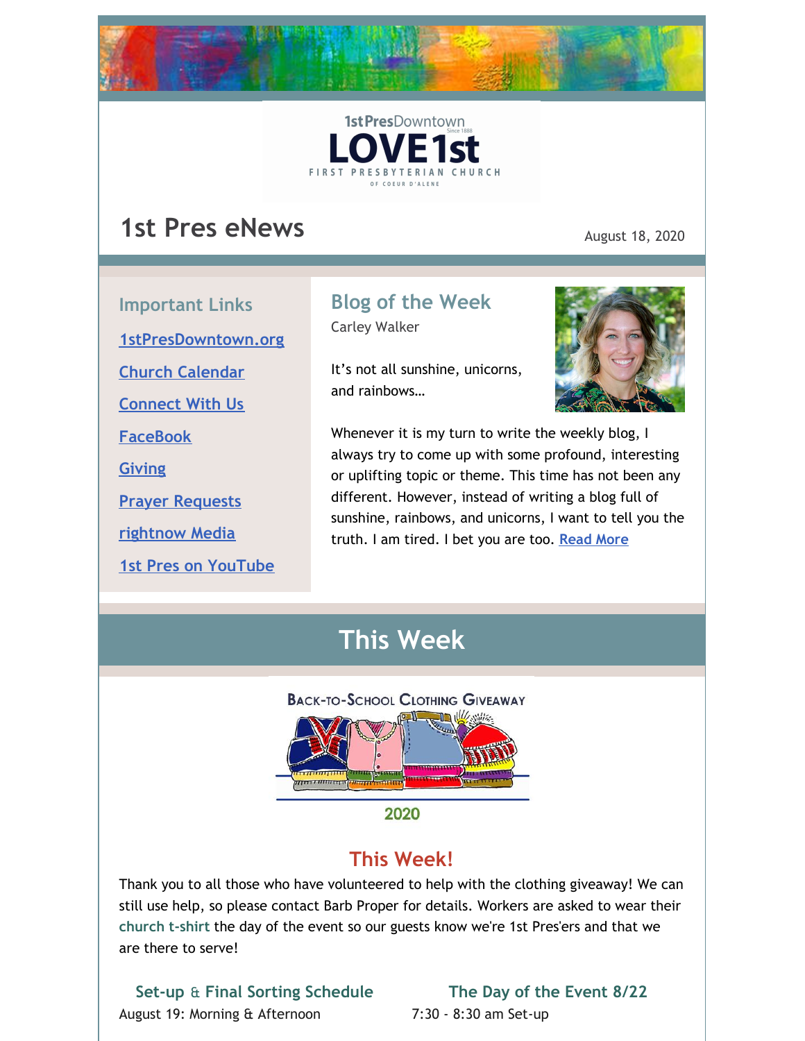1st PresDowntown

# LOVE 1st

FIRST PRESBYTERIAN CHURCH OF COEUR D'ALENE

# 1st Pres eNews

August 18, 2020

## Important Links

[1stPresDowntown.org]

[Church Calendar]

[Connect With Us]

[FaceBook]

[Giving]

[Prayer Requests]

[rightnow Media]

[1st Pres on YouTube]

## Blog of the Week

Carley Walker

It's not all sunshine, unicorns, and rainbows…

Whenever it is my turn to write the weekly blog, I always try to come up with some profound, interesting or uplifting topic or theme. This time has not been any different. However, instead of writing a blog full of sunshine, rainbows, and unicorns, I want to tell you the truth. I am tired. I bet you are too. [Read More]

# This Week

BACK-TO-SCHOOL CLOTHING GIVEAWAY

2020

## This Week!

Thank you to all those who have volunteered to help with the clothing giveaway! We can still use help, so please contact Barb Proper for details. Workers are asked to wear their **church t-shirt** the day of the event so our guests know we're 1st Pres'ers and that we are there to serve!

### Set-up & Final Sorting Schedule

August 19: Morning & Afternoon

### The Day of the Event 8/22

7:30 - 8:30 am Set-up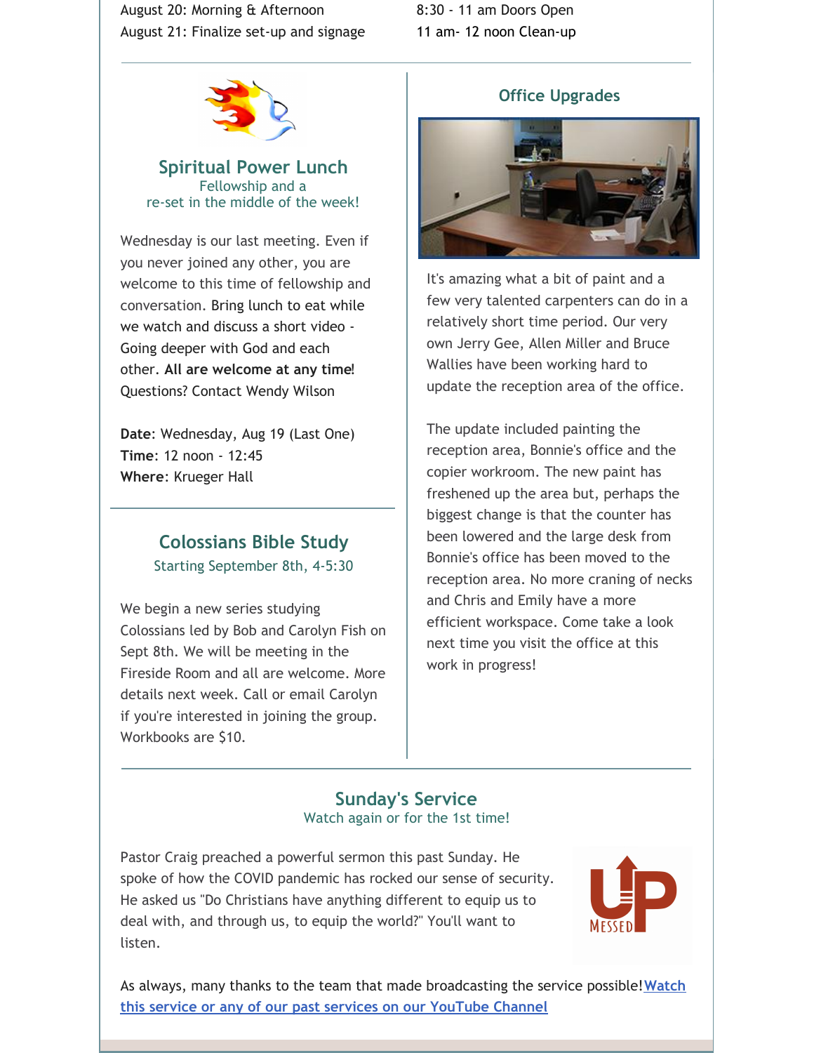August 20: Morning & Afternoon | 8:30 - 11 am Doors Open
August 21: Finalize set-up and signage | 11 am- 12 noon Clean-up

## Spiritual Power Lunch

Fellowship and a re-set in the middle of the week!

Wednesday is our last meeting. Even if you never joined any other, you are welcome to this time of fellowship and conversation. Bring lunch to eat while we watch and discuss a short video - Going deeper with God and each other. **All are welcome at any time!** Questions? Contact Wendy Wilson

**Date**: Wednesday, Aug 19 (Last One)
**Time**: 12 noon - 12:45
**Where**: Krueger Hall

## Colossians Bible Study

Starting September 8th, 4-5:30

We begin a new series studying Colossians led by Bob and Carolyn Fish on Sept 8th. We will be meeting in the Fireside Room and all are welcome. More details next week. Call or email Carolyn if you're interested in joining the group. Workbooks are $10.

## Office Upgrades

It's amazing what a bit of paint and a few very talented carpenters can do in a relatively short time period. Our very own Jerry Gee, Allen Miller and Bruce Wallies have been working hard to update the reception area of the office.

The update included painting the reception area, Bonnie's office and the copier workroom. The new paint has freshened up the area but, perhaps the biggest change is that the counter has been lowered and the large desk from Bonnie's office has been moved to the reception area. No more craning of necks and Chris and Emily have a more efficient workspace. Come take a look next time you visit the office at this work in progress!

## Sunday's Service

Watch again or for the 1st time!

Pastor Craig preached a powerful sermon this past Sunday. He spoke of how the COVID pandemic has rocked our sense of security. He asked us "Do Christians have anything different to equip us to deal with, and through us, to equip the world?" You'll want to listen.

As always, many thanks to the team that made broadcasting the service possible! [Watch this service or any of our past services on our YouTube Channel]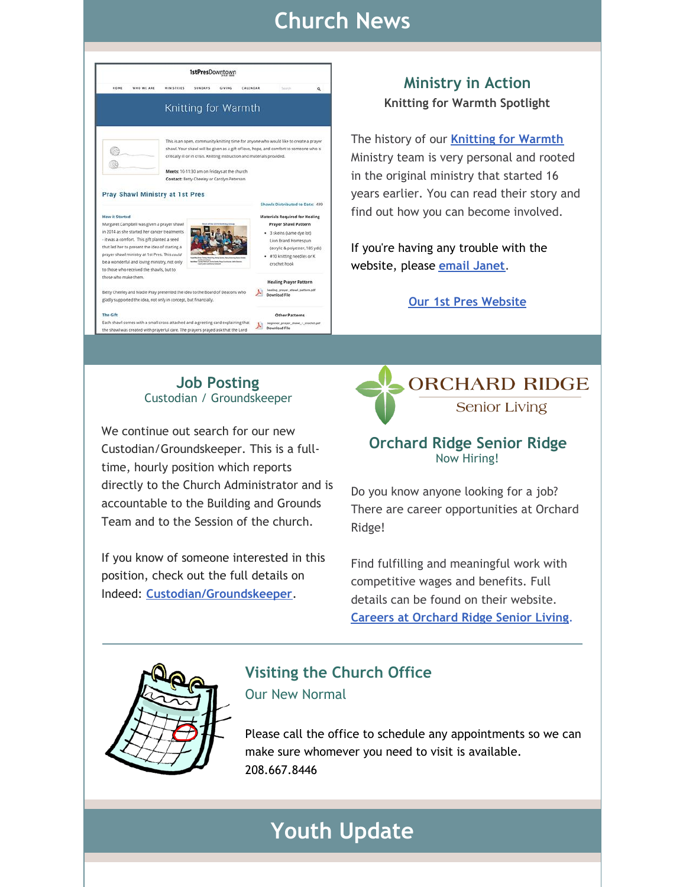# Church News

## Ministry in Action

**Knitting for Warmth Spotlight**

The history of our Knitting for Warmth Ministry team is very personal and rooted in the original ministry that started 16 years earlier. You can read their story and find out how you can become involved.

If you're having any trouble with the website, please email Janet.

Our 1st Pres Website

## Job Posting

Custodian / Groundskeeper

We continue out search for our new Custodian/Groundskeeper. This is a full-time, hourly position which reports directly to the Church Administrator and is accountable to the Building and Grounds Team and to the Session of the church.

If you know of someone interested in this position, check out the full details on Indeed: Custodian/Groundskeeper.

ORCHARD RIDGE

Senior Living

## Orchard Ridge Senior Ridge

Now Hiring!

Do you know anyone looking for a job? There are career opportunities at Orchard Ridge!

Find fulfilling and meaningful work with competitive wages and benefits. Full details can be found on their website. Careers at Orchard Ridge Senior Living.

---

## Visiting the Church Office

Our New Normal

Please call the office to schedule any appointments so we can make sure whomever you need to visit is available. 208.667.8446

# Youth Update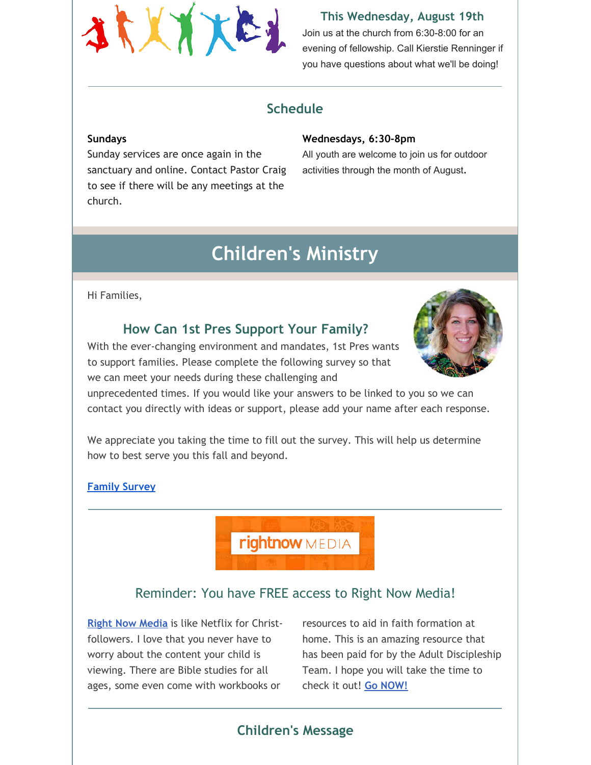### This Wednesday, August 19th

Join us at the church from 6:30-8:00 for an evening of fellowship. Call Kierstie Renninger if you have questions about what we'll be doing!

## Schedule

**Sundays**

Sunday services are once again in the sanctuary and online. Contact Pastor Craig to see if there will be any meetings at the church.

**Wednesdays, 6:30-8pm**

All youth are welcome to join us for outdoor activities through the month of August.

# Children's Ministry

Hi Families,

### How Can 1st Pres Support Your Family?

With the ever-changing environment and mandates, 1st Pres wants to support families. Please complete the following survey so that we can meet your needs during these challenging and unprecedented times. If you would like your answers to be linked to you so we can contact you directly with ideas or support, please add your name after each response.

We appreciate you taking the time to fill out the survey. This will help us determine how to best serve you this fall and beyond.

[Family Survey]

### Reminder: You have FREE access to Right Now Media!

[Right Now Media] is like Netflix for Christ-followers. I love that you never have to worry about the content your child is viewing. There are Bible studies for all ages, some even come with workbooks or resources to aid in faith formation at home. This is an amazing resource that has been paid for by the Adult Discipleship Team. I hope you will take the time to check it out! [Go NOW!]

### Children's Message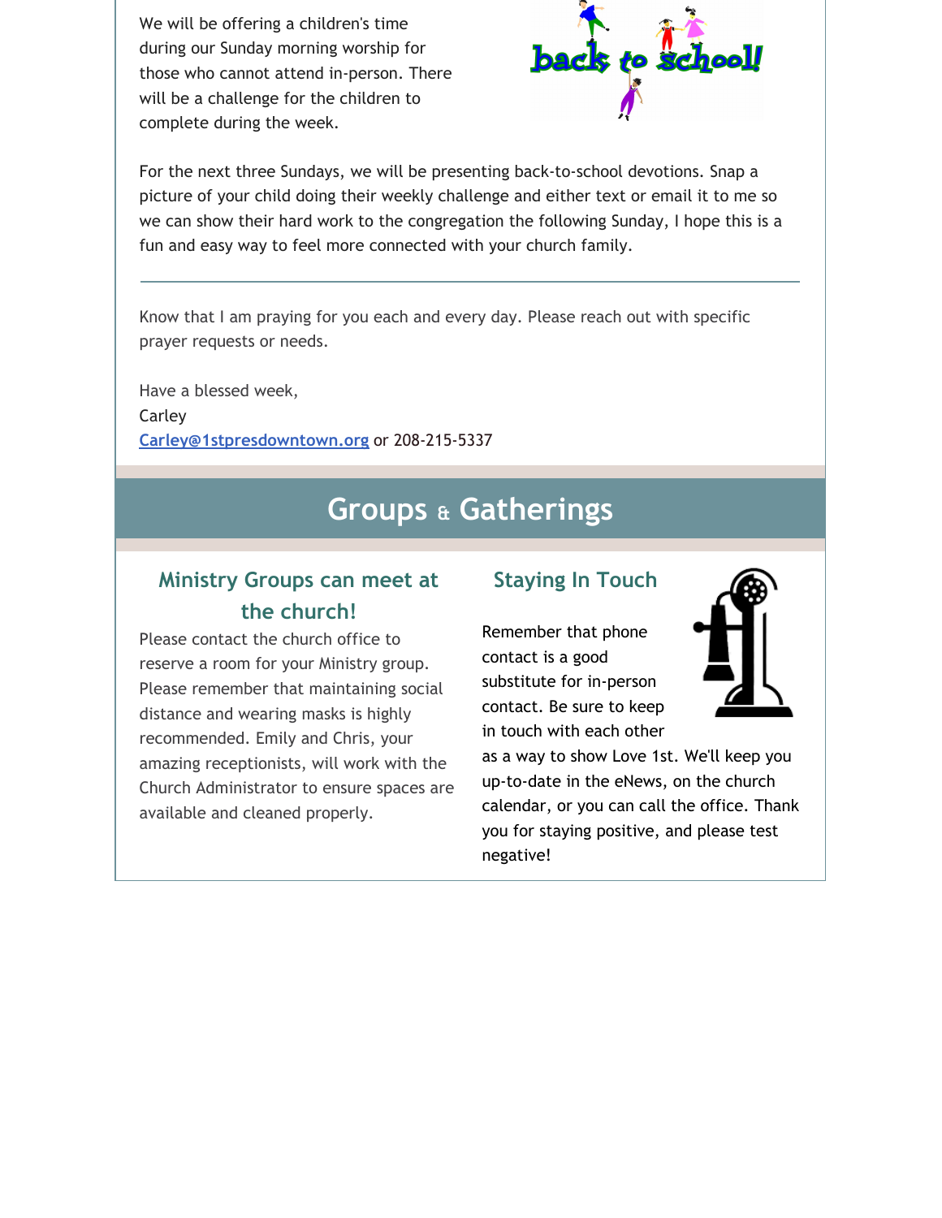We will be offering a children's time during our Sunday morning worship for those who cannot attend in-person. There will be a challenge for the children to complete during the week.

For the next three Sundays, we will be presenting back-to-school devotions. Snap a picture of your child doing their weekly challenge and either text or email it to me so we can show their hard work to the congregation the following Sunday, I hope this is a fun and easy way to feel more connected with your church family.

---

Know that I am praying for you each and every day. Please reach out with specific prayer requests or needs.

Have a blessed week,
Carley
Carley@1stpresdowntown.org or 208-215-5337

# Groups & Gatherings

### Ministry Groups can meet at the church!

Please contact the church office to reserve a room for your Ministry group. Please remember that maintaining social distance and wearing masks is highly recommended. Emily and Chris, your amazing receptionists, will work with the Church Administrator to ensure spaces are available and cleaned properly.

### Staying In Touch

Remember that phone contact is a good substitute for in-person contact. Be sure to keep in touch with each other as a way to show Love 1st. We'll keep you up-to-date in the eNews, on the church calendar, or you can call the office. Thank you for staying positive, and please test negative!